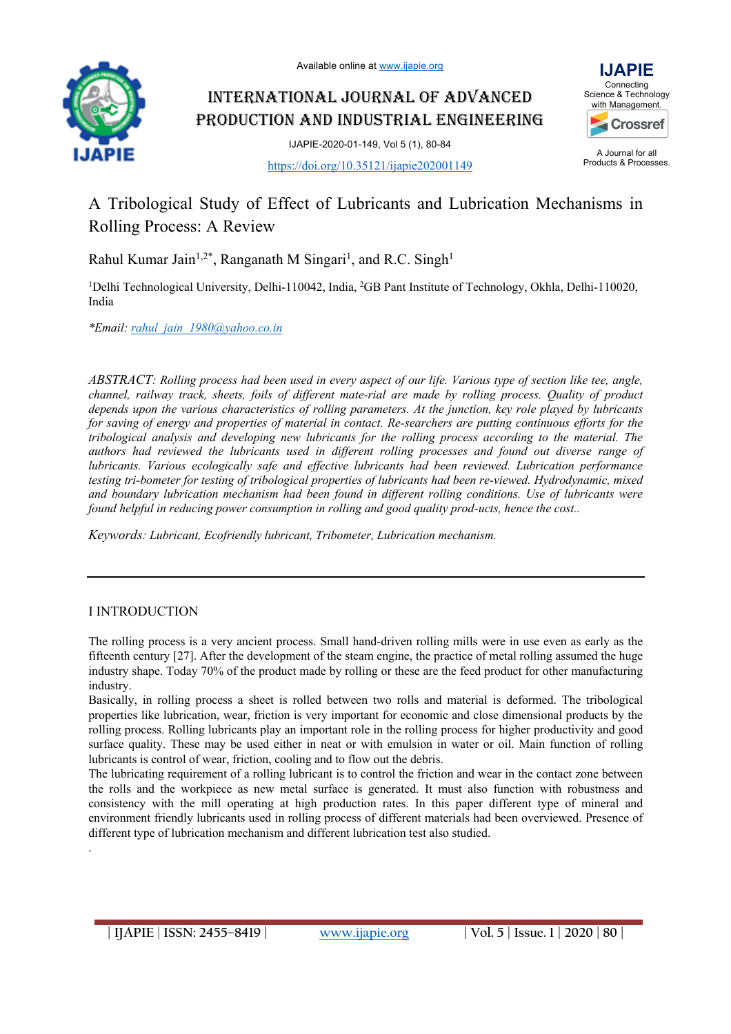Available online at www.ijapie.org

# INTERNATIONAL JOURNAL OF ADVANCED PRODUCTION AND INDUSTRIAL ENGINEERING

IJAPIE-2020-01-149, Vol 5 (1), 80-84

https://doi.org/10.35121/ijapie202001149

IJAPIE
Connecting Science & Technology with Management.

A Journal for all Products & Processes.

## A Tribological Study of Effect of Lubricants and Lubrication Mechanisms in Rolling Process: A Review

Rahul Kumar Jain[1,2*], Ranganath M Singari[1], and R.C. Singh[1]

[1]Delhi Technological University, Delhi-110042, India, [2]GB Pant Institute of Technology, Okhla, Delhi-110020, India

*Email: rahul_jain_1980@yahoo.co.in

*ABSTRACT: Rolling process had been used in every aspect of our life. Various type of section like tee, angle, channel, railway track, sheets, foils of different mate-rial are made by rolling process. Quality of product depends upon the various characteristics of rolling parameters. At the junction, key role played by lubricants for saving of energy and properties of material in contact. Re-searchers are putting continuous efforts for the tribological analysis and developing new lubricants for the rolling process according to the material. The authors had reviewed the lubricants used in different rolling processes and found out diverse range of lubricants. Various ecologically safe and effective lubricants had been reviewed. Lubrication performance testing tri-bometer for testing of tribological properties of lubricants had been re-viewed. Hydrodynamic, mixed and boundary lubrication mechanism had been found in different rolling conditions. Use of lubricants were found helpful in reducing power consumption in rolling and good quality prod-ucts, hence the cost..*

*Keywords: Lubricant, Ecofriendly lubricant, Tribometer, Lubrication mechanism.*

## I INTRODUCTION

The rolling process is a very ancient process. Small hand-driven rolling mills were in use even as early as the fifteenth century [27]. After the development of the steam engine, the practice of metal rolling assumed the huge industry shape. Today 70% of the product made by rolling or these are the feed product for other manufacturing industry.

Basically, in rolling process a sheet is rolled between two rolls and material is deformed. The tribological properties like lubrication, wear, friction is very important for economic and close dimensional products by the rolling process. Rolling lubricants play an important role in the rolling process for higher productivity and good surface quality. These may be used either in neat or with emulsion in water or oil. Main function of rolling lubricants is control of wear, friction, cooling and to flow out the debris.

The lubricating requirement of a rolling lubricant is to control the friction and wear in the contact zone between the rolls and the workpiece as new metal surface is generated. It must also function with robustness and consistency with the mill operating at high production rates. In this paper different type of mineral and environment friendly lubricants used in rolling process of different materials had been overviewed. Presence of different type of lubrication mechanism and different lubrication test also studied.

.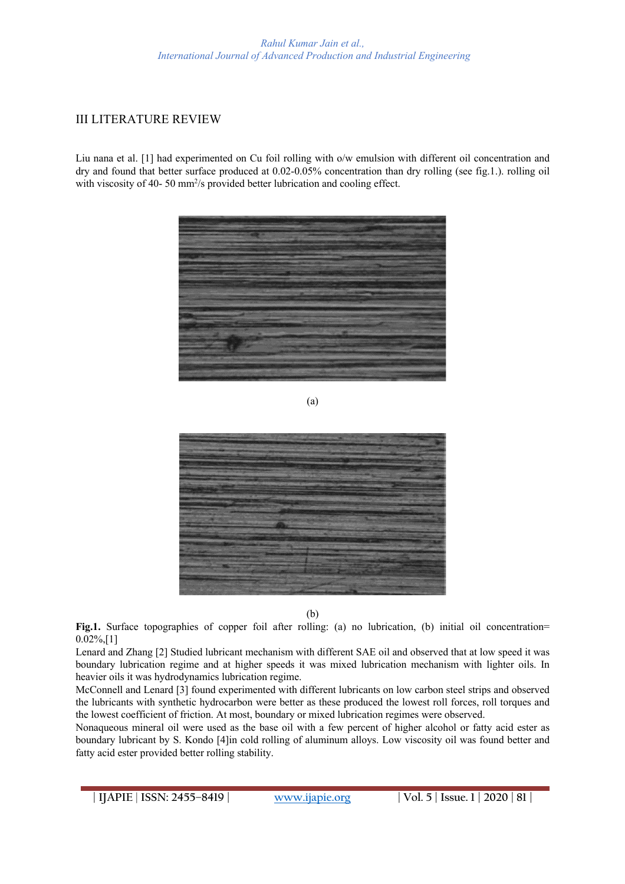## III LITERATURE REVIEW

Liu nana et al. [1] had experimented on Cu foil rolling with o/w emulsion with different oil concentration and dry and found that better surface produced at 0.02-0.05% concentration than dry rolling (see fig.1.). rolling oil with viscosity of 40- 50 $mm^2/s$ provided better lubrication and cooling effect.

(a)

(b)

**Fig.1.** Surface topographies of copper foil after rolling: (a) no lubrication, (b) initial oil concentration= 0.02%,[1]

Lenard and Zhang [2] Studied lubricant mechanism with different SAE oil and observed that at low speed it was boundary lubrication regime and at higher speeds it was mixed lubrication mechanism with lighter oils. In heavier oils it was hydrodynamics lubrication regime.

McConnell and Lenard [3] found experimented with different lubricants on low carbon steel strips and observed the lubricants with synthetic hydrocarbon were better as these produced the lowest roll forces, roll torques and the lowest coefficient of friction. At most, boundary or mixed lubrication regimes were observed.

Nonaqueous mineral oil were used as the base oil with a few percent of higher alcohol or fatty acid ester as boundary lubricant by S. Kondo [4]in cold rolling of aluminum alloys. Low viscosity oil was found better and fatty acid ester provided better rolling stability.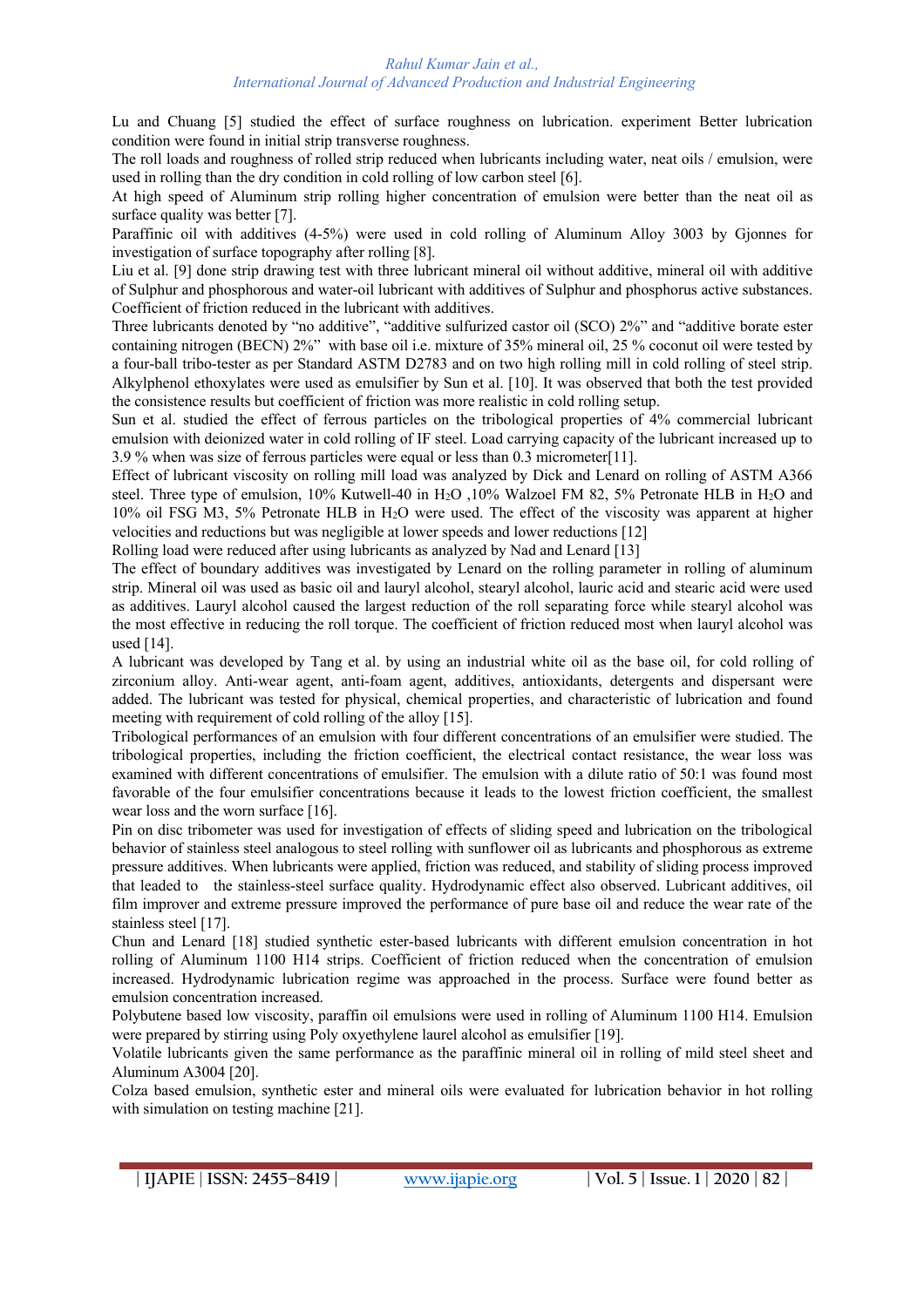Lu and Chuang [5] studied the effect of surface roughness on lubrication. experiment Better lubrication condition were found in initial strip transverse roughness.

The roll loads and roughness of rolled strip reduced when lubricants including water, neat oils / emulsion, were used in rolling than the dry condition in cold rolling of low carbon steel [6].

At high speed of Aluminum strip rolling higher concentration of emulsion were better than the neat oil as surface quality was better [7].

Paraffinic oil with additives (4-5%) were used in cold rolling of Aluminum Alloy 3003 by Gjonnes for investigation of surface topography after rolling [8].

Liu et al. [9] done strip drawing test with three lubricant mineral oil without additive, mineral oil with additive of Sulphur and phosphorous and water-oil lubricant with additives of Sulphur and phosphorus active substances. Coefficient of friction reduced in the lubricant with additives.

Three lubricants denoted by "no additive", "additive sulfurized castor oil (SCO) 2%" and "additive borate ester containing nitrogen (BECN) 2%" with base oil i.e. mixture of 35% mineral oil, 25 % coconut oil were tested by a four-ball tribo-tester as per Standard ASTM D2783 and on two high rolling mill in cold rolling of steel strip. Alkylphenol ethoxylates were used as emulsifier by Sun et al. [10]. It was observed that both the test provided the consistence results but coefficient of friction was more realistic in cold rolling setup.

Sun et al. studied the effect of ferrous particles on the tribological properties of 4% commercial lubricant emulsion with deionized water in cold rolling of IF steel. Load carrying capacity of the lubricant increased up to 3.9 % when was size of ferrous particles were equal or less than 0.3 micrometer[11].

Effect of lubricant viscosity on rolling mill load was analyzed by Dick and Lenard on rolling of ASTM A366 steel. Three type of emulsion, 10% Kutwell-40 in $H_2O$ ,10% Walzoel FM 82, 5% Petronate HLB in $H_2O$ and 10% oil FSG M3, 5% Petronate HLB in $H_2O$ were used. The effect of the viscosity was apparent at higher velocities and reductions but was negligible at lower speeds and lower reductions [12]

Rolling load were reduced after using lubricants as analyzed by Nad and Lenard [13]

The effect of boundary additives was investigated by Lenard on the rolling parameter in rolling of aluminum strip. Mineral oil was used as basic oil and lauryl alcohol, stearyl alcohol, lauric acid and stearic acid were used as additives. Lauryl alcohol caused the largest reduction of the roll separating force while stearyl alcohol was the most effective in reducing the roll torque. The coefficient of friction reduced most when lauryl alcohol was used [14].

A lubricant was developed by Tang et al. by using an industrial white oil as the base oil, for cold rolling of zirconium alloy. Anti-wear agent, anti-foam agent, additives, antioxidants, detergents and dispersant were added. The lubricant was tested for physical, chemical properties, and characteristic of lubrication and found meeting with requirement of cold rolling of the alloy [15].

Tribological performances of an emulsion with four different concentrations of an emulsifier were studied. The tribological properties, including the friction coefficient, the electrical contact resistance, the wear loss was examined with different concentrations of emulsifier. The emulsion with a dilute ratio of 50:1 was found most favorable of the four emulsifier concentrations because it leads to the lowest friction coefficient, the smallest wear loss and the worn surface [16].

Pin on disc tribometer was used for investigation of effects of sliding speed and lubrication on the tribological behavior of stainless steel analogous to steel rolling with sunflower oil as lubricants and phosphorous as extreme pressure additives. When lubricants were applied, friction was reduced, and stability of sliding process improved that leaded to the stainless-steel surface quality. Hydrodynamic effect also observed. Lubricant additives, oil film improver and extreme pressure improved the performance of pure base oil and reduce the wear rate of the stainless steel [17].

Chun and Lenard [18] studied synthetic ester-based lubricants with different emulsion concentration in hot rolling of Aluminum 1100 H14 strips. Coefficient of friction reduced when the concentration of emulsion increased. Hydrodynamic lubrication regime was approached in the process. Surface were found better as emulsion concentration increased.

Polybutene based low viscosity, paraffin oil emulsions were used in rolling of Aluminum 1100 H14. Emulsion were prepared by stirring using Poly oxyethylene laurel alcohol as emulsifier [19].

Volatile lubricants given the same performance as the paraffinic mineral oil in rolling of mild steel sheet and Aluminum A3004 [20].

Colza based emulsion, synthetic ester and mineral oils were evaluated for lubrication behavior in hot rolling with simulation on testing machine [21].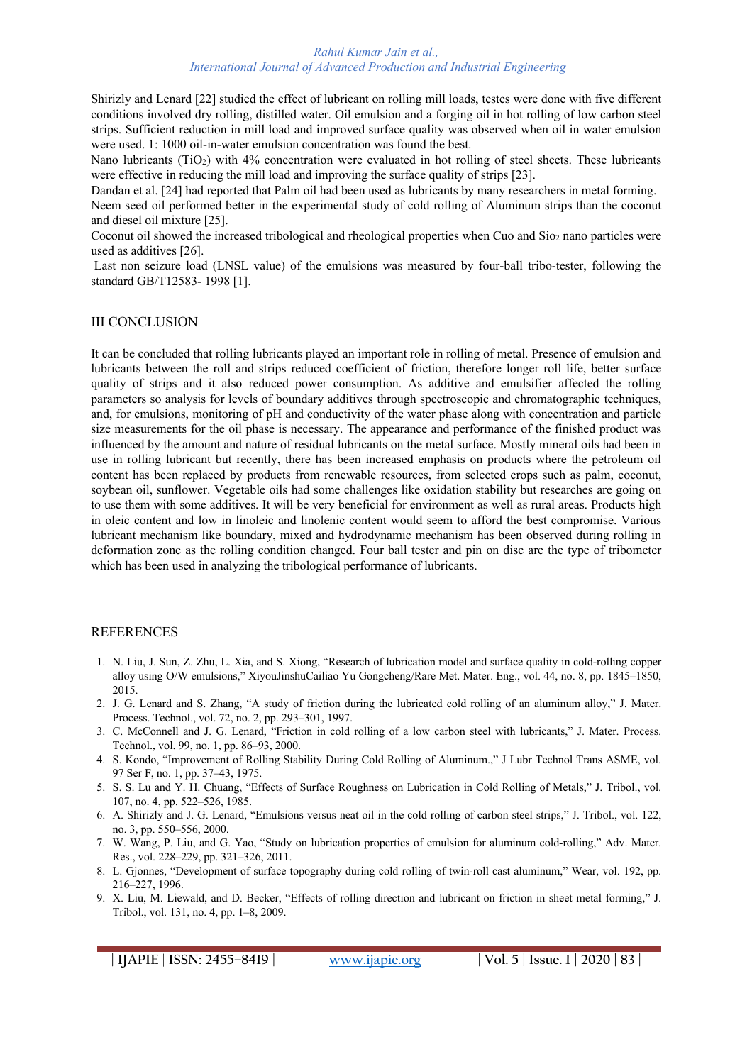Shirizly and Lenard [22] studied the effect of lubricant on rolling mill loads, testes were done with five different conditions involved dry rolling, distilled water. Oil emulsion and a forging oil in hot rolling of low carbon steel strips. Sufficient reduction in mill load and improved surface quality was observed when oil in water emulsion were used. 1: 1000 oil-in-water emulsion concentration was found the best.

Nano lubricants ($TiO_2$) with 4% concentration were evaluated in hot rolling of steel sheets. These lubricants were effective in reducing the mill load and improving the surface quality of strips [23].

Dandan et al. [24] had reported that Palm oil had been used as lubricants by many researchers in metal forming.

Neem seed oil performed better in the experimental study of cold rolling of Aluminum strips than the coconut and diesel oil mixture [25].

Coconut oil showed the increased tribological and rheological properties when Cuo and $Sio_2$ nano particles were used as additives [26].

Last non seizure load (LNSL value) of the emulsions was measured by four-ball tribo-tester, following the standard GB/T12583- 1998 [1].

## III CONCLUSION

It can be concluded that rolling lubricants played an important role in rolling of metal. Presence of emulsion and lubricants between the roll and strips reduced coefficient of friction, therefore longer roll life, better surface quality of strips and it also reduced power consumption. As additive and emulsifier affected the rolling parameters so analysis for levels of boundary additives through spectroscopic and chromatographic techniques, and, for emulsions, monitoring of pH and conductivity of the water phase along with concentration and particle size measurements for the oil phase is necessary. The appearance and performance of the finished product was influenced by the amount and nature of residual lubricants on the metal surface. Mostly mineral oils had been in use in rolling lubricant but recently, there has been increased emphasis on products where the petroleum oil content has been replaced by products from renewable resources, from selected crops such as palm, coconut, soybean oil, sunflower. Vegetable oils had some challenges like oxidation stability but researches are going on to use them with some additives. It will be very beneficial for environment as well as rural areas. Products high in oleic content and low in linoleic and linolenic content would seem to afford the best compromise. Various lubricant mechanism like boundary, mixed and hydrodynamic mechanism has been observed during rolling in deformation zone as the rolling condition changed. Four ball tester and pin on disc are the type of tribometer which has been used in analyzing the tribological performance of lubricants.

## REFERENCES

1. N. Liu, J. Sun, Z. Zhu, L. Xia, and S. Xiong, "Research of lubrication model and surface quality in cold-rolling copper alloy using O/W emulsions," XiyouJinshuCailiao Yu Gongcheng/Rare Met. Mater. Eng., vol. 44, no. 8, pp. 1845–1850, 2015.
2. J. G. Lenard and S. Zhang, "A study of friction during the lubricated cold rolling of an aluminum alloy," J. Mater. Process. Technol., vol. 72, no. 2, pp. 293–301, 1997.
3. C. McConnell and J. G. Lenard, "Friction in cold rolling of a low carbon steel with lubricants," J. Mater. Process. Technol., vol. 99, no. 1, pp. 86–93, 2000.
4. S. Kondo, "Improvement of Rolling Stability During Cold Rolling of Aluminum.," J Lubr Technol Trans ASME, vol. 97 Ser F, no. 1, pp. 37–43, 1975.
5. S. S. Lu and Y. H. Chuang, "Effects of Surface Roughness on Lubrication in Cold Rolling of Metals," J. Tribol., vol. 107, no. 4, pp. 522–526, 1985.
6. A. Shirizly and J. G. Lenard, "Emulsions versus neat oil in the cold rolling of carbon steel strips," J. Tribol., vol. 122, no. 3, pp. 550–556, 2000.
7. W. Wang, P. Liu, and G. Yao, "Study on lubrication properties of emulsion for aluminum cold-rolling," Adv. Mater. Res., vol. 228–229, pp. 321–326, 2011.
8. L. Gjonnes, "Development of surface topography during cold rolling of twin-roll cast aluminum," Wear, vol. 192, pp. 216–227, 1996.
9. X. Liu, M. Liewald, and D. Becker, "Effects of rolling direction and lubricant on friction in sheet metal forming," J. Tribol., vol. 131, no. 4, pp. 1–8, 2009.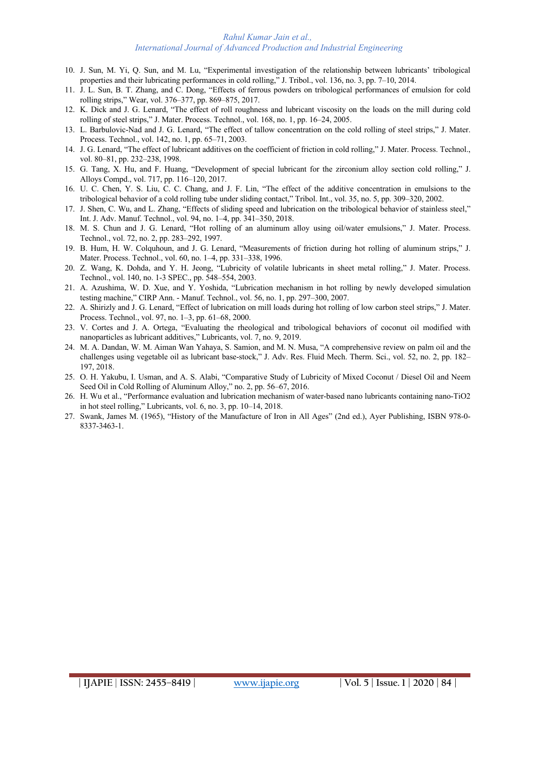10. J. Sun, M. Yi, Q. Sun, and M. Lu, "Experimental investigation of the relationship between lubricants' tribological properties and their lubricating performances in cold rolling," J. Tribol., vol. 136, no. 3, pp. 7–10, 2014.
11. J. L. Sun, B. T. Zhang, and C. Dong, "Effects of ferrous powders on tribological performances of emulsion for cold rolling strips," Wear, vol. 376–377, pp. 869–875, 2017.
12. K. Dick and J. G. Lenard, "The effect of roll roughness and lubricant viscosity on the loads on the mill during cold rolling of steel strips," J. Mater. Process. Technol., vol. 168, no. 1, pp. 16–24, 2005.
13. L. Barbulovic-Nad and J. G. Lenard, "The effect of tallow concentration on the cold rolling of steel strips," J. Mater. Process. Technol., vol. 142, no. 1, pp. 65–71, 2003.
14. J. G. Lenard, "The effect of lubricant additives on the coefficient of friction in cold rolling," J. Mater. Process. Technol., vol. 80–81, pp. 232–238, 1998.
15. G. Tang, X. Hu, and F. Huang, "Development of special lubricant for the zirconium alloy section cold rolling," J. Alloys Compd., vol. 717, pp. 116–120, 2017.
16. U. C. Chen, Y. S. Liu, C. C. Chang, and J. F. Lin, "The effect of the additive concentration in emulsions to the tribological behavior of a cold rolling tube under sliding contact," Tribol. Int., vol. 35, no. 5, pp. 309–320, 2002.
17. J. Shen, C. Wu, and L. Zhang, "Effects of sliding speed and lubrication on the tribological behavior of stainless steel," Int. J. Adv. Manuf. Technol., vol. 94, no. 1–4, pp. 341–350, 2018.
18. M. S. Chun and J. G. Lenard, "Hot rolling of an aluminum alloy using oil/water emulsions," J. Mater. Process. Technol., vol. 72, no. 2, pp. 283–292, 1997.
19. B. Hum, H. W. Colquhoun, and J. G. Lenard, "Measurements of friction during hot rolling of aluminum strips," J. Mater. Process. Technol., vol. 60, no. 1–4, pp. 331–338, 1996.
20. Z. Wang, K. Dohda, and Y. H. Jeong, "Lubricity of volatile lubricants in sheet metal rolling," J. Mater. Process. Technol., vol. 140, no. 1-3 SPEC., pp. 548–554, 2003.
21. A. Azushima, W. D. Xue, and Y. Yoshida, "Lubrication mechanism in hot rolling by newly developed simulation testing machine," CIRP Ann. - Manuf. Technol., vol. 56, no. 1, pp. 297–300, 2007.
22. A. Shirizly and J. G. Lenard, "Effect of lubrication on mill loads during hot rolling of low carbon steel strips," J. Mater. Process. Technol., vol. 97, no. 1–3, pp. 61–68, 2000.
23. V. Cortes and J. A. Ortega, "Evaluating the rheological and tribological behaviors of coconut oil modified with nanoparticles as lubricant additives," Lubricants, vol. 7, no. 9, 2019.
24. M. A. Dandan, W. M. Aiman Wan Yahaya, S. Samion, and M. N. Musa, "A comprehensive review on palm oil and the challenges using vegetable oil as lubricant base-stock," J. Adv. Res. Fluid Mech. Therm. Sci., vol. 52, no. 2, pp. 182–197, 2018.
25. O. H. Yakubu, I. Usman, and A. S. Alabi, "Comparative Study of Lubricity of Mixed Coconut / Diesel Oil and Neem Seed Oil in Cold Rolling of Aluminum Alloy," no. 2, pp. 56–67, 2016.
26. H. Wu et al., "Performance evaluation and lubrication mechanism of water-based nano lubricants containing nano-TiO2 in hot steel rolling," Lubricants, vol. 6, no. 3, pp. 10–14, 2018.
27. Swank, James M. (1965), "History of the Manufacture of Iron in All Ages" (2nd ed.), Ayer Publishing, ISBN 978-0-8337-3463-1.